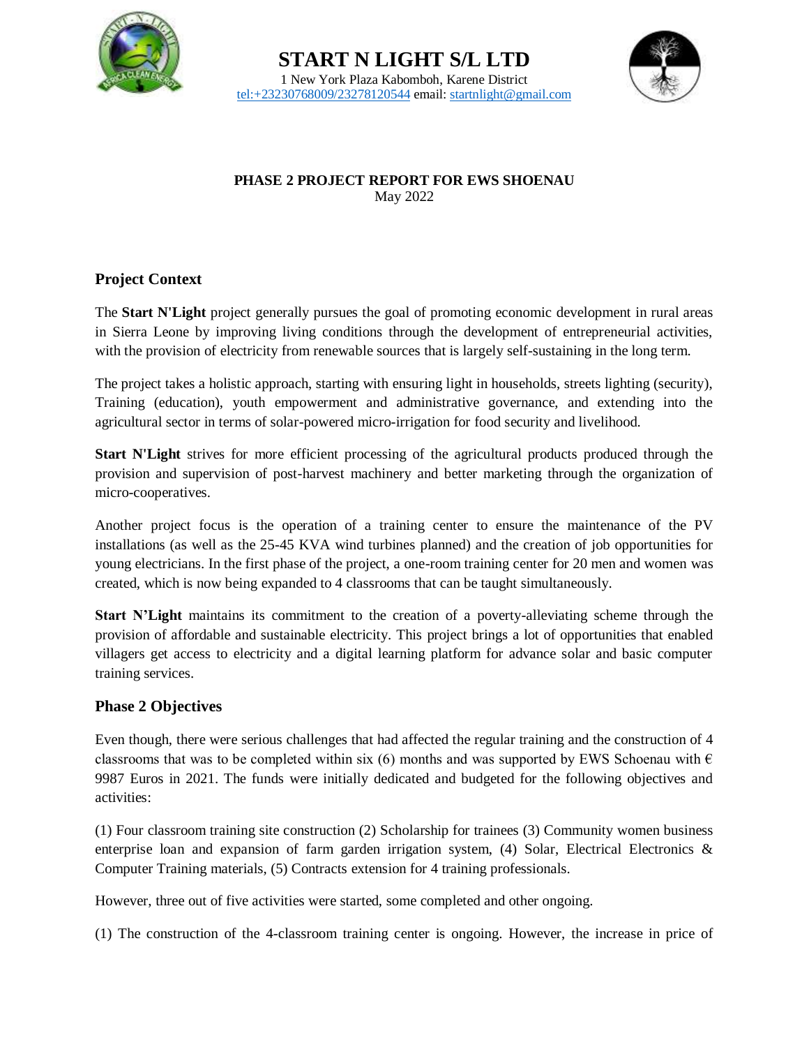# START N LIGHT S/L LTD

1 New York Plaza Kabomboh, Karene District
tel:+23230768009/23278120544 email: startnlight@gmail.com

**PHASE 2 PROJECT REPORT FOR EWS SHOENAU**
May 2022

## Project Context

The **Start N'Light** project generally pursues the goal of promoting economic development in rural areas in Sierra Leone by improving living conditions through the development of entrepreneurial activities, with the provision of electricity from renewable sources that is largely self-sustaining in the long term.

The project takes a holistic approach, starting with ensuring light in households, streets lighting (security), Training (education), youth empowerment and administrative governance, and extending into the agricultural sector in terms of solar-powered micro-irrigation for food security and livelihood.

**Start N'Light** strives for more efficient processing of the agricultural products produced through the provision and supervision of post-harvest machinery and better marketing through the organization of micro-cooperatives.

Another project focus is the operation of a training center to ensure the maintenance of the PV installations (as well as the 25-45 KVA wind turbines planned) and the creation of job opportunities for young electricians. In the first phase of the project, a one-room training center for 20 men and women was created, which is now being expanded to 4 classrooms that can be taught simultaneously.

**Start N'Light** maintains its commitment to the creation of a poverty-alleviating scheme through the provision of affordable and sustainable electricity. This project brings a lot of opportunities that enabled villagers get access to electricity and a digital learning platform for advance solar and basic computer training services.

## Phase 2 Objectives

Even though, there were serious challenges that had affected the regular training and the construction of 4 classrooms that was to be completed within six (6) months and was supported by EWS Schoenau with € 9987 Euros in 2021. The funds were initially dedicated and budgeted for the following objectives and activities:

(1) Four classroom training site construction (2) Scholarship for trainees (3) Community women business enterprise loan and expansion of farm garden irrigation system, (4) Solar, Electrical Electronics & Computer Training materials, (5) Contracts extension for 4 training professionals.

However, three out of five activities were started, some completed and other ongoing.

(1) The construction of the 4-classroom training center is ongoing. However, the increase in price of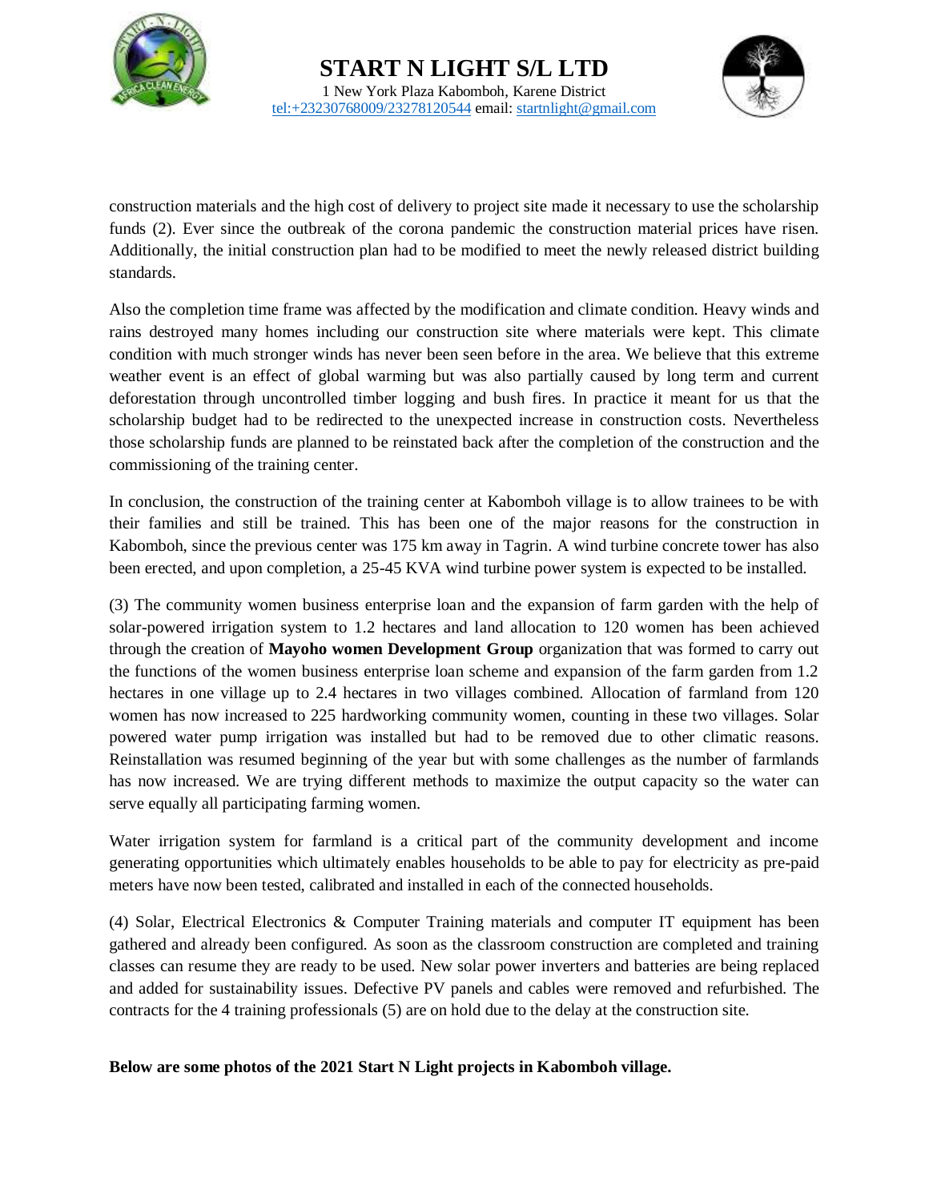construction materials and the high cost of delivery to project site made it necessary to use the scholarship funds (2). Ever since the outbreak of the corona pandemic the construction material prices have risen. Additionally, the initial construction plan had to be modified to meet the newly released district building standards.

Also the completion time frame was affected by the modification and climate condition. Heavy winds and rains destroyed many homes including our construction site where materials were kept. This climate condition with much stronger winds has never been seen before in the area. We believe that this extreme weather event is an effect of global warming but was also partially caused by long term and current deforestation through uncontrolled timber logging and bush fires. In practice it meant for us that the scholarship budget had to be redirected to the unexpected increase in construction costs. Nevertheless those scholarship funds are planned to be reinstated back after the completion of the construction and the commissioning of the training center.

In conclusion, the construction of the training center at Kabomboh village is to allow trainees to be with their families and still be trained. This has been one of the major reasons for the construction in Kabomboh, since the previous center was 175 km away in Tagrin. A wind turbine concrete tower has also been erected, and upon completion, a 25-45 KVA wind turbine power system is expected to be installed.

(3) The community women business enterprise loan and the expansion of farm garden with the help of solar-powered irrigation system to 1.2 hectares and land allocation to 120 women has been achieved through the creation of **Mayoho women Development Group** organization that was formed to carry out the functions of the women business enterprise loan scheme and expansion of the farm garden from 1.2 hectares in one village up to 2.4 hectares in two villages combined. Allocation of farmland from 120 women has now increased to 225 hardworking community women, counting in these two villages. Solar powered water pump irrigation was installed but had to be removed due to other climatic reasons. Reinstallation was resumed beginning of the year but with some challenges as the number of farmlands has now increased. We are trying different methods to maximize the output capacity so the water can serve equally all participating farming women.

Water irrigation system for farmland is a critical part of the community development and income generating opportunities which ultimately enables households to be able to pay for electricity as pre-paid meters have now been tested, calibrated and installed in each of the connected households.

(4) Solar, Electrical Electronics & Computer Training materials and computer IT equipment has been gathered and already been configured. As soon as the classroom construction are completed and training classes can resume they are ready to be used. New solar power inverters and batteries are being replaced and added for sustainability issues. Defective PV panels and cables were removed and refurbished. The contracts for the 4 training professionals (5) are on hold due to the delay at the construction site.

**Below are some photos of the 2021 Start N Light projects in Kabomboh village.**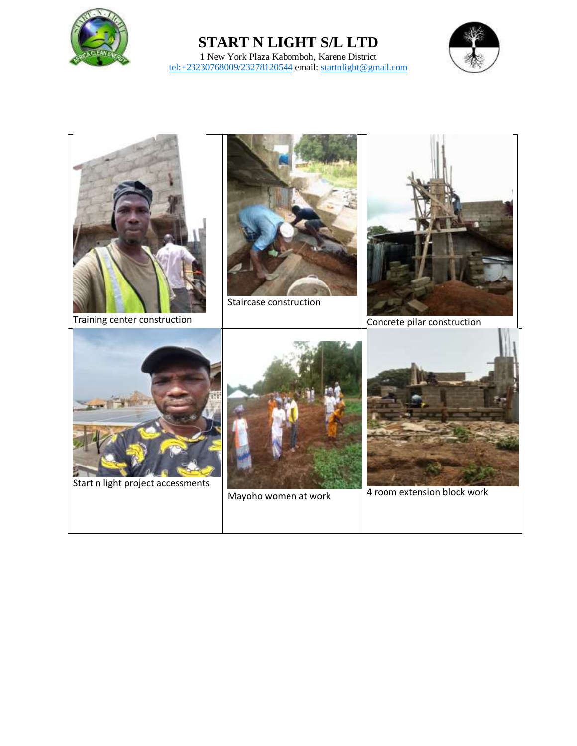# START N LIGHT S/L LTD

1 New York Plaza Kabomboh, Karene District
tel:+23230768009/23278120544 email: startnlight@gmail.com

| | | |
|---|---|---|
| Training center construction | Staircase construction | Concrete pilar construction |
| Start n light project accessments | Mayoho women at work | 4 room extension block work |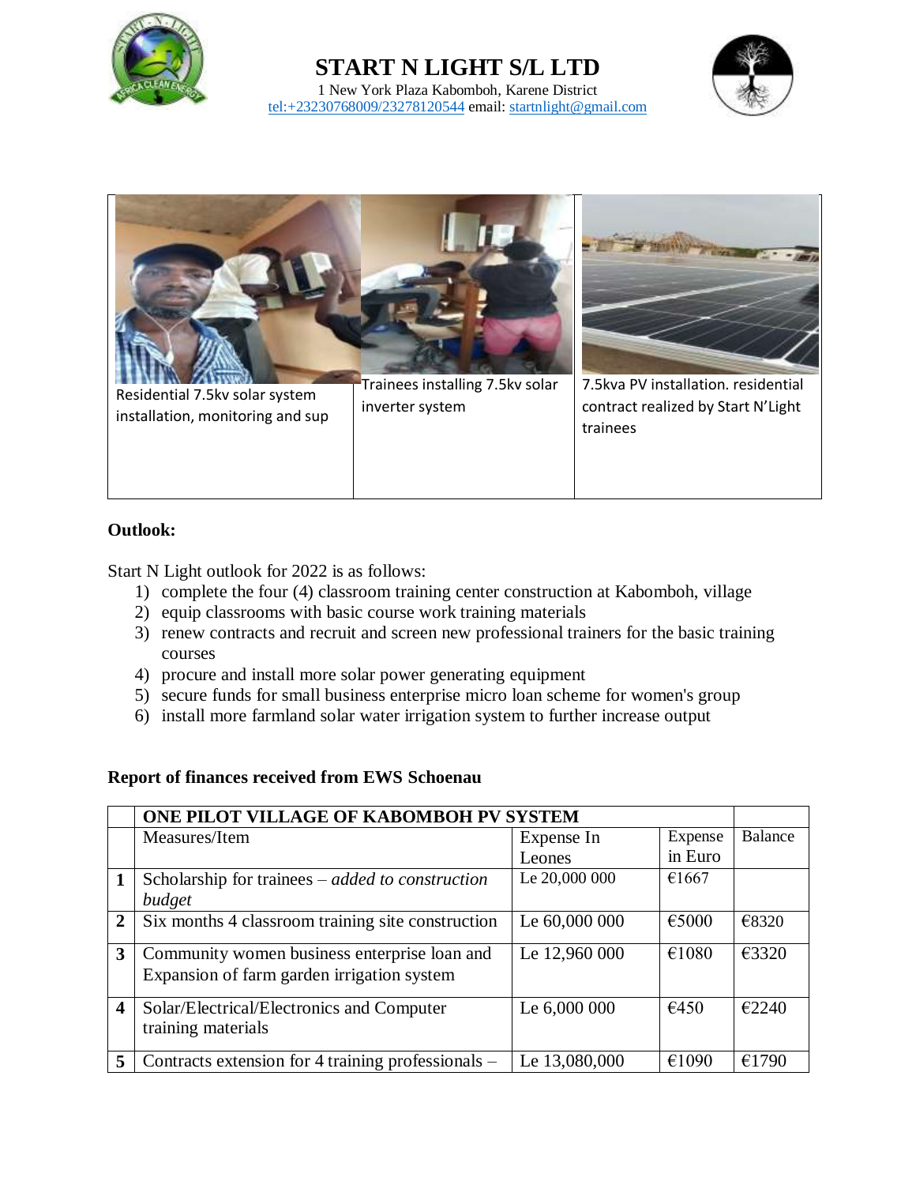# START N LIGHT S/L LTD

1 New York Plaza Kabomboh, Karene District
tel:+23230768009/23278120544 email: startnlight@gmail.com

| Residential 7.5kv solar system installation, monitoring and sup | Trainees installing 7.5kv solar inverter system | 7.5kva PV installation. residential contract realized by Start N'Light trainees |
|---|---|---|

**Outlook:**

Start N Light outlook for 2022 is as follows:

1) complete the four (4) classroom training center construction at Kabomboh, village
2) equip classrooms with basic course work training materials
3) renew contracts and recruit and screen new professional trainers for the basic training courses
4) procure and install more solar power generating equipment
5) secure funds for small business enterprise micro loan scheme for women's group
6) install more farmland solar water irrigation system to further increase output

**Report of finances received from EWS Schoenau**

| | **ONE PILOT VILLAGE OF KABOMBOH PV SYSTEM** | | | |
|---|---|---|---|---|
| | Measures/Item | Expense In Leones | Expense in Euro | Balance |
| **1** | Scholarship for trainees – *added to construction budget* | Le 20,000 000 | €1667 | |
| **2** | Six months 4 classroom training site construction | Le 60,000 000 | €5000 | €8320 |
| **3** | Community women business enterprise loan and Expansion of farm garden irrigation system | Le 12,960 000 | €1080 | €3320 |
| **4** | Solar/Electrical/Electronics and Computer training materials | Le 6,000 000 | €450 | €2240 |
| **5** | Contracts extension for 4 training professionals – | Le 13,080,000 | €1090 | €1790 |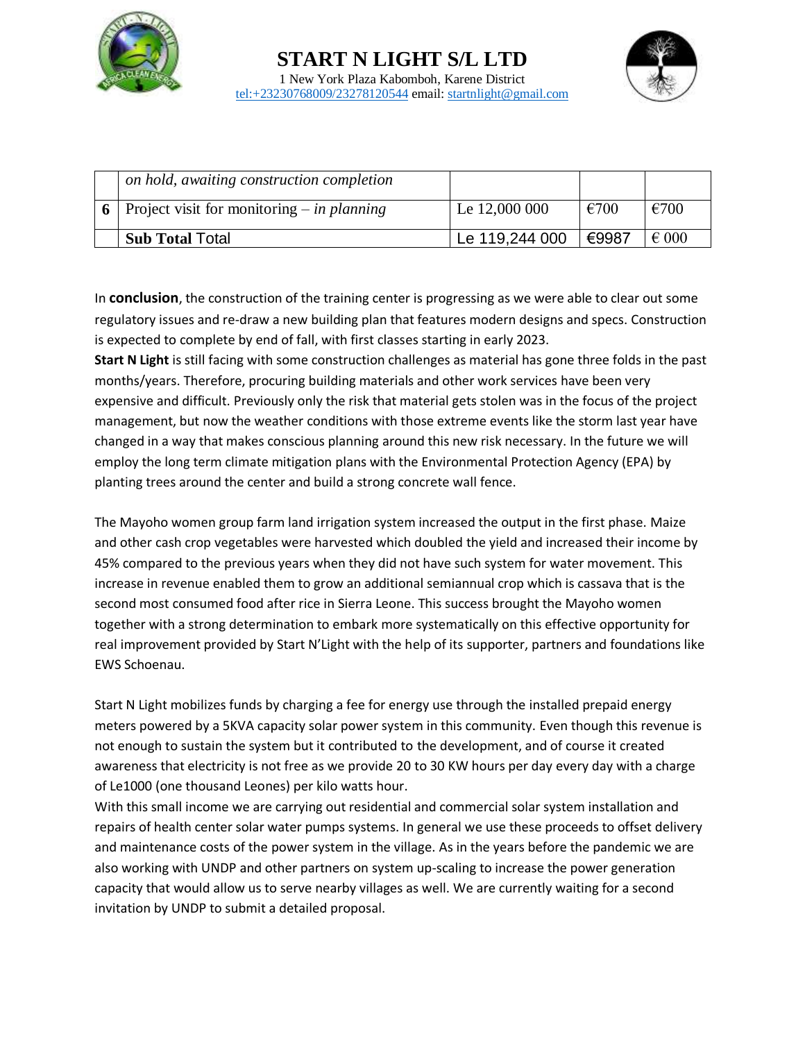|   | *on hold, awaiting construction completion* |   |   |   |
|---|---|---|---|---|
| **6** | Project visit for monitoring – *in planning* | Le 12,000 000 | €700 | €700 |
|   | **Sub Total** Total | Le 119,244 000 | €9987 | € 000 |

In **conclusion**, the construction of the training center is progressing as we were able to clear out some regulatory issues and re-draw a new building plan that features modern designs and specs. Construction is expected to complete by end of fall, with first classes starting in early 2023.

**Start N Light** is still facing with some construction challenges as material has gone three folds in the past months/years. Therefore, procuring building materials and other work services have been very expensive and difficult. Previously only the risk that material gets stolen was in the focus of the project management, but now the weather conditions with those extreme events like the storm last year have changed in a way that makes conscious planning around this new risk necessary. In the future we will employ the long term climate mitigation plans with the Environmental Protection Agency (EPA) by planting trees around the center and build a strong concrete wall fence.

The Mayoho women group farm land irrigation system increased the output in the first phase. Maize and other cash crop vegetables were harvested which doubled the yield and increased their income by 45% compared to the previous years when they did not have such system for water movement. This increase in revenue enabled them to grow an additional semiannual crop which is cassava that is the second most consumed food after rice in Sierra Leone. This success brought the Mayoho women together with a strong determination to embark more systematically on this effective opportunity for real improvement provided by Start N'Light with the help of its supporter, partners and foundations like EWS Schoenau.

Start N Light mobilizes funds by charging a fee for energy use through the installed prepaid energy meters powered by a 5KVA capacity solar power system in this community. Even though this revenue is not enough to sustain the system but it contributed to the development, and of course it created awareness that electricity is not free as we provide 20 to 30 KW hours per day every day with a charge of Le1000 (one thousand Leones) per kilo watts hour.

With this small income we are carrying out residential and commercial solar system installation and repairs of health center solar water pumps systems. In general we use these proceeds to offset delivery and maintenance costs of the power system in the village. As in the years before the pandemic we are also working with UNDP and other partners on system up-scaling to increase the power generation capacity that would allow us to serve nearby villages as well. We are currently waiting for a second invitation by UNDP to submit a detailed proposal.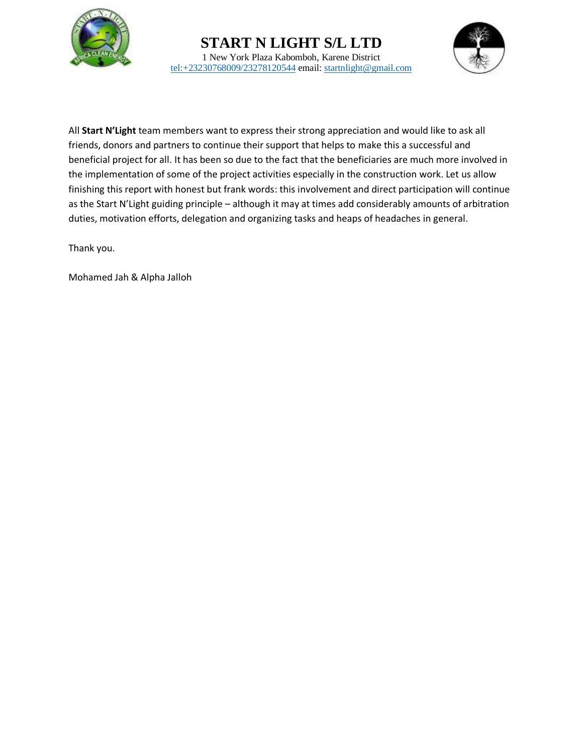All **Start N'Light** team members want to express their strong appreciation and would like to ask all friends, donors and partners to continue their support that helps to make this a successful and beneficial project for all. It has been so due to the fact that the beneficiaries are much more involved in the implementation of some of the project activities especially in the construction work. Let us allow finishing this report with honest but frank words: this involvement and direct participation will continue as the Start N'Light guiding principle – although it may at times add considerably amounts of arbitration duties, motivation efforts, delegation and organizing tasks and heaps of headaches in general.

Thank you.

Mohamed Jah & Alpha Jalloh